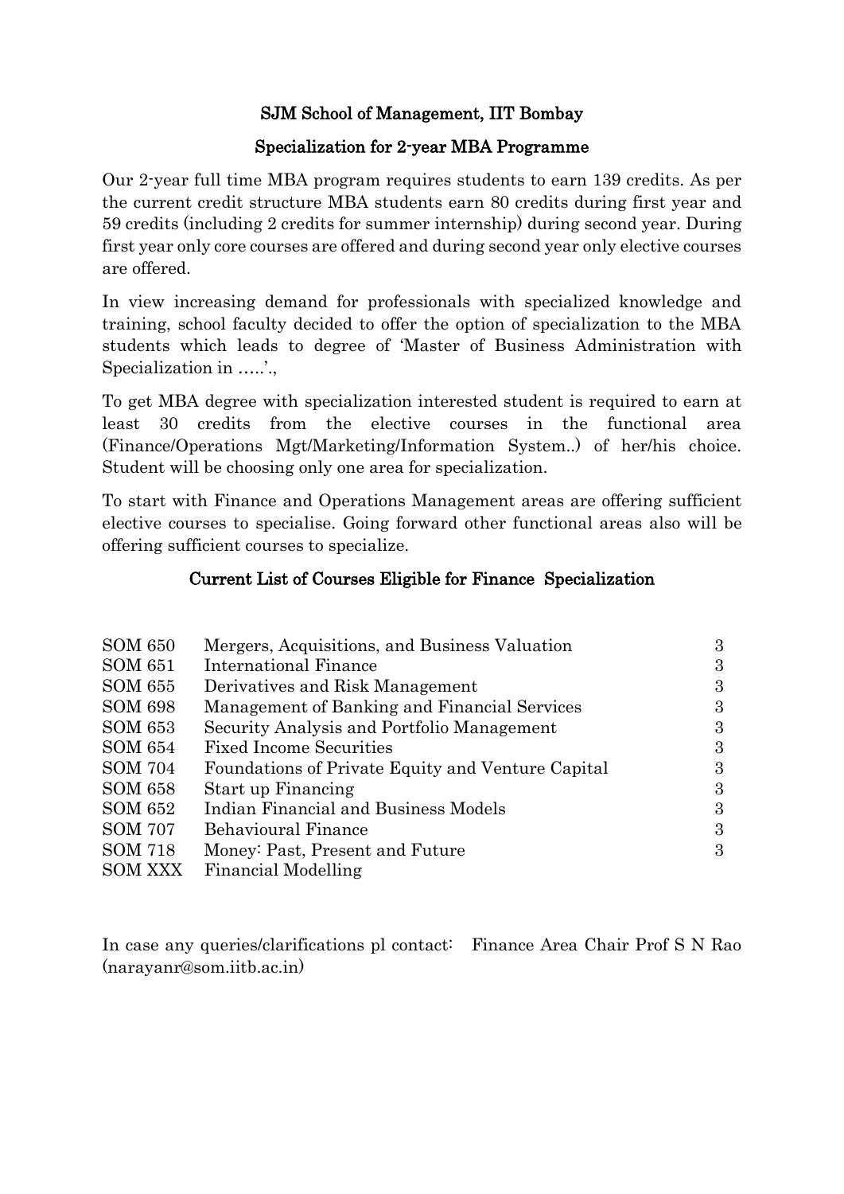## SJM School of Management, IIT Bombay

## Specialization for 2-year MBA Programme

Our 2-year full time MBA program requires students to earn 139 credits. As per the current credit structure MBA students earn 80 credits during first year and 59 credits (including 2 credits for summer internship) during second year. During first year only core courses are offered and during second year only elective courses are offered.

In view increasing demand for professionals with specialized knowledge and training, school faculty decided to offer the option of specialization to the MBA students which leads to degree of 'Master of Business Administration with Specialization in …..'.,

To get MBA degree with specialization interested student is required to earn at least 30 credits from the elective courses in the functional area (Finance/Operations Mgt/Marketing/Information System..) of her/his choice. Student will be choosing only one area for specialization.

To start with Finance and Operations Management areas are offering sufficient elective courses to specialise. Going forward other functional areas also will be offering sufficient courses to specialize.

## Current List of Courses Eligible for Finance Specialization

| | | |
|---|---|---|
| SOM 650 | Mergers, Acquisitions, and Business Valuation | 3 |
| SOM 651 | International Finance | 3 |
| SOM 655 | Derivatives and Risk Management | 3 |
| SOM 698 | Management of Banking and Financial Services | 3 |
| SOM 653 | Security Analysis and Portfolio Management | 3 |
| SOM 654 | Fixed Income Securities | 3 |
| SOM 704 | Foundations of Private Equity and Venture Capital | 3 |
| SOM 658 | Start up Financing | 3 |
| SOM 652 | Indian Financial and Business Models | 3 |
| SOM 707 | Behavioural Finance | 3 |
| SOM 718 | Money: Past, Present and Future | 3 |
| SOM XXX | Financial Modelling | |

In case any queries/clarifications pl contact: Finance Area Chair Prof S N Rao (narayanr@som.iitb.ac.in)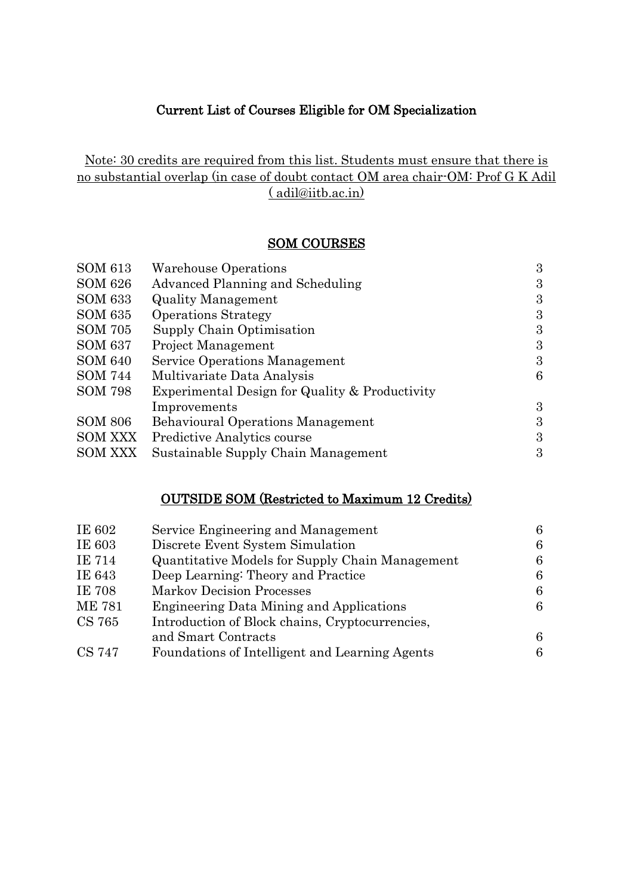# Current List of Courses Eligible for OM Specialization

Note: 30 credits are required from this list. Students must ensure that there is no substantial overlap (in case of doubt contact OM area chair-OM: Prof G K Adil ( adil@iitb.ac.in)

## SOM COURSES

| | | |
|---|---|---|
| SOM 613 | Warehouse Operations | 3 |
| SOM 626 | Advanced Planning and Scheduling | 3 |
| SOM 633 | Quality Management | 3 |
| SOM 635 | Operations Strategy | 3 |
| SOM 705 | Supply Chain Optimisation | 3 |
| SOM 637 | Project Management | 3 |
| SOM 640 | Service Operations Management | 3 |
| SOM 744 | Multivariate Data Analysis | 6 |
| SOM 798 | Experimental Design for Quality & Productivity Improvements | 3 |
| SOM 806 | Behavioural Operations Management | 3 |
| SOM XXX | Predictive Analytics course | 3 |
| SOM XXX | Sustainable Supply Chain Management | 3 |

## OUTSIDE SOM (Restricted to Maximum 12 Credits)

| | | |
|---|---|---|
| IE 602 | Service Engineering and Management | 6 |
| IE 603 | Discrete Event System Simulation | 6 |
| IE 714 | Quantitative Models for Supply Chain Management | 6 |
| IE 643 | Deep Learning: Theory and Practice | 6 |
| IE 708 | Markov Decision Processes | 6 |
| ME 781 | Engineering Data Mining and Applications | 6 |
| CS 765 | Introduction of Block chains, Cryptocurrencies, and Smart Contracts | 6 |
| CS 747 | Foundations of Intelligent and Learning Agents | 6 |